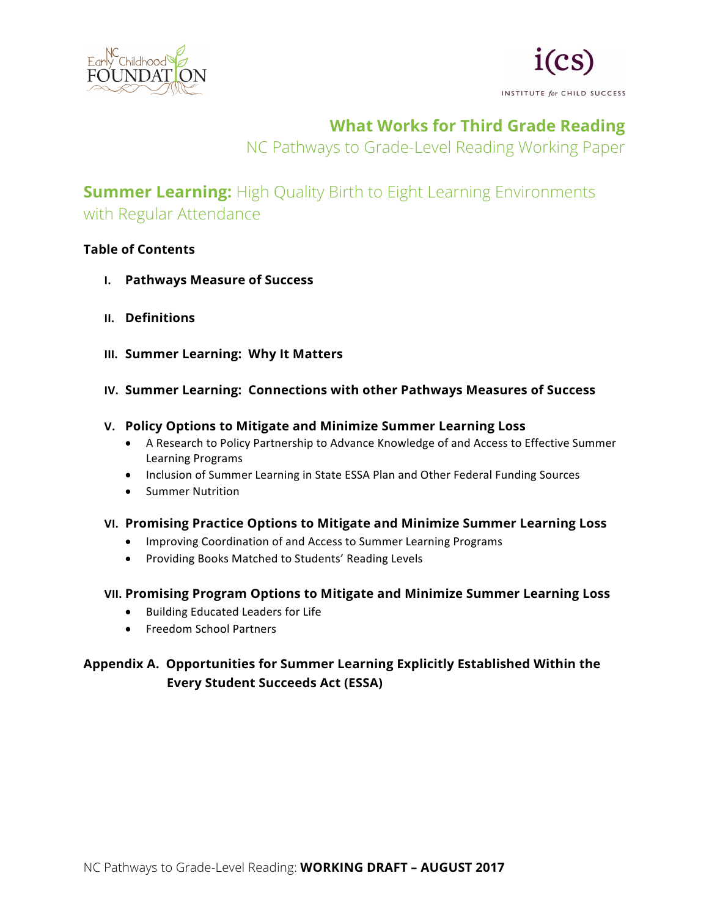NC Early Childhood Foundation

i(cs) INSTITUTE *for* CHILD SUCCESS

# What Works for Third Grade Reading

NC Pathways to Grade-Level Reading Working Paper

## **Summer Learning:** High Quality Birth to Eight Learning Environments with Regular Attendance

**Table of Contents**

- **I. Pathways Measure of Success**
- **II. Definitions**
- **III. Summer Learning: Why It Matters**
- **IV. Summer Learning: Connections with other Pathways Measures of Success**
- **V. Policy Options to Mitigate and Minimize Summer Learning Loss**
  - A Research to Policy Partnership to Advance Knowledge of and Access to Effective Summer Learning Programs
  - Inclusion of Summer Learning in State ESSA Plan and Other Federal Funding Sources
  - Summer Nutrition
- **VI. Promising Practice Options to Mitigate and Minimize Summer Learning Loss**
  - Improving Coordination of and Access to Summer Learning Programs
  - Providing Books Matched to Students' Reading Levels
- **VII. Promising Program Options to Mitigate and Minimize Summer Learning Loss**
  - Building Educated Leaders for Life
  - Freedom School Partners

**Appendix A. Opportunities for Summer Learning Explicitly Established Within the Every Student Succeeds Act (ESSA)**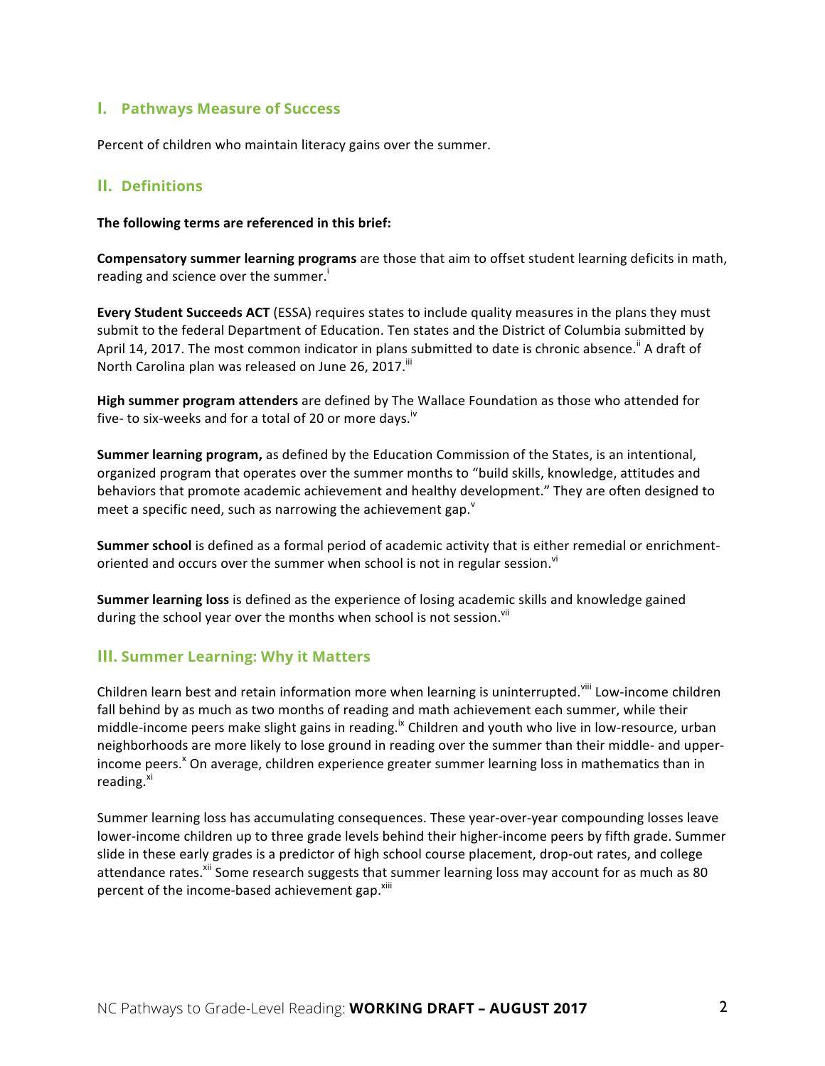## I. Pathways Measure of Success

Percent of children who maintain literacy gains over the summer.

## II. Definitions

**The following terms are referenced in this brief:**

**Compensatory summer learning programs** are those that aim to offset student learning deficits in math, reading and science over the summer.[i]

**Every Student Succeeds ACT** (ESSA) requires states to include quality measures in the plans they must submit to the federal Department of Education. Ten states and the District of Columbia submitted by April 14, 2017. The most common indicator in plans submitted to date is chronic absence.[ii] A draft of North Carolina plan was released on June 26, 2017.[iii]

**High summer program attenders** are defined by The Wallace Foundation as those who attended for five- to six-weeks and for a total of 20 or more days.[iv]

**Summer learning program,** as defined by the Education Commission of the States, is an intentional, organized program that operates over the summer months to "build skills, knowledge, attitudes and behaviors that promote academic achievement and healthy development." They are often designed to meet a specific need, such as narrowing the achievement gap.[v]

**Summer school** is defined as a formal period of academic activity that is either remedial or enrichment-oriented and occurs over the summer when school is not in regular session.[vi]

**Summer learning loss** is defined as the experience of losing academic skills and knowledge gained during the school year over the months when school is not session.[vii]

## III. Summer Learning: Why it Matters

Children learn best and retain information more when learning is uninterrupted.[viii] Low-income children fall behind by as much as two months of reading and math achievement each summer, while their middle-income peers make slight gains in reading.[ix] Children and youth who live in low-resource, urban neighborhoods are more likely to lose ground in reading over the summer than their middle- and upper-income peers.[x] On average, children experience greater summer learning loss in mathematics than in reading.[xi]

Summer learning loss has accumulating consequences. These year-over-year compounding losses leave lower-income children up to three grade levels behind their higher-income peers by fifth grade. Summer slide in these early grades is a predictor of high school course placement, drop-out rates, and college attendance rates.[xii] Some research suggests that summer learning loss may account for as much as 80 percent of the income-based achievement gap.[xiii]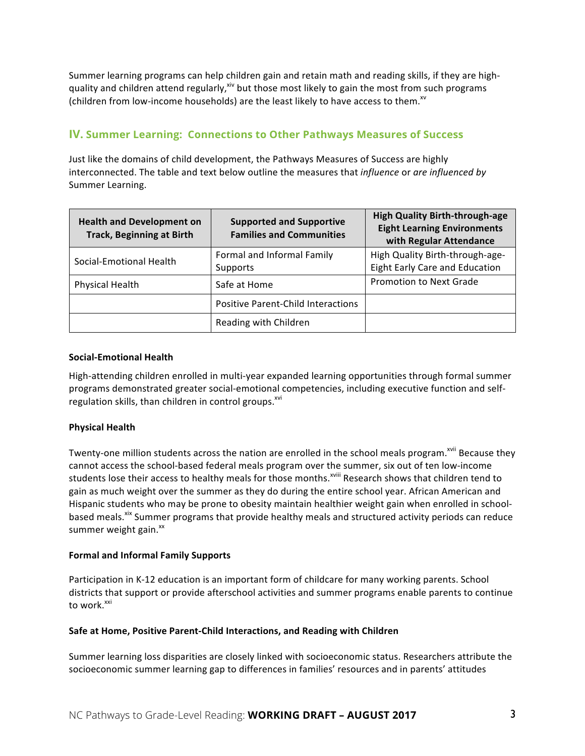Summer learning programs can help children gain and retain math and reading skills, if they are high-quality and children attend regularly,[xiv] but those most likely to gain the most from such programs (children from low-income households) are the least likely to have access to them.[xv]

## IV. Summer Learning: Connections to Other Pathways Measures of Success

Just like the domains of child development, the Pathways Measures of Success are highly interconnected. The table and text below outline the measures that *influence* or *are influenced by* Summer Learning.

| Health and Development on Track, Beginning at Birth | Supported and Supportive Families and Communities | High Quality Birth-through-age Eight Learning Environments with Regular Attendance |
|---|---|---|
| Social-Emotional Health | Formal and Informal Family Supports | High Quality Birth-through-age-Eight Early Care and Education |
| Physical Health | Safe at Home | Promotion to Next Grade |
| | Positive Parent-Child Interactions | |
| | Reading with Children | |

**Social-Emotional Health**

High-attending children enrolled in multi-year expanded learning opportunities through formal summer programs demonstrated greater social-emotional competencies, including executive function and self-regulation skills, than children in control groups.[xvi]

**Physical Health**

Twenty-one million students across the nation are enrolled in the school meals program.[xvii] Because they cannot access the school-based federal meals program over the summer, six out of ten low-income students lose their access to healthy meals for those months.[xviii] Research shows that children tend to gain as much weight over the summer as they do during the entire school year. African American and Hispanic students who may be prone to obesity maintain healthier weight gain when enrolled in school-based meals.[xix] Summer programs that provide healthy meals and structured activity periods can reduce summer weight gain.[xx]

**Formal and Informal Family Supports**

Participation in K-12 education is an important form of childcare for many working parents. School districts that support or provide afterschool activities and summer programs enable parents to continue to work.[xxi]

**Safe at Home, Positive Parent-Child Interactions, and Reading with Children**

Summer learning loss disparities are closely linked with socioeconomic status. Researchers attribute the socioeconomic summer learning gap to differences in families' resources and in parents' attitudes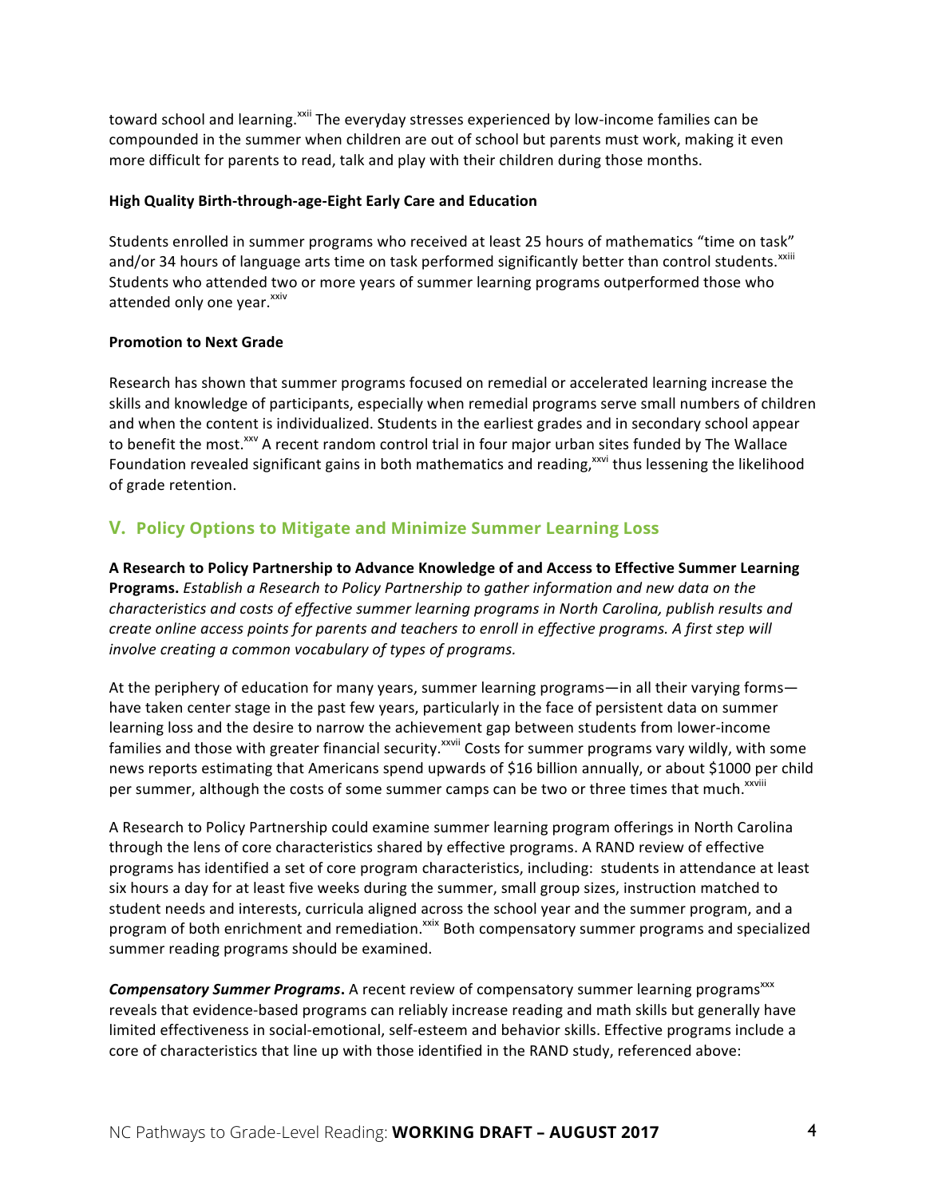toward school and learning.[xxii] The everyday stresses experienced by low-income families can be compounded in the summer when children are out of school but parents must work, making it even more difficult for parents to read, talk and play with their children during those months.

**High Quality Birth-through-age-Eight Early Care and Education**

Students enrolled in summer programs who received at least 25 hours of mathematics "time on task" and/or 34 hours of language arts time on task performed significantly better than control students.[xxiii] Students who attended two or more years of summer learning programs outperformed those who attended only one year.[xxiv]

**Promotion to Next Grade**

Research has shown that summer programs focused on remedial or accelerated learning increase the skills and knowledge of participants, especially when remedial programs serve small numbers of children and when the content is individualized. Students in the earliest grades and in secondary school appear to benefit the most.[xxv] A recent random control trial in four major urban sites funded by The Wallace Foundation revealed significant gains in both mathematics and reading,[xxvi] thus lessening the likelihood of grade retention.

## V. Policy Options to Mitigate and Minimize Summer Learning Loss

**A Research to Policy Partnership to Advance Knowledge of and Access to Effective Summer Learning Programs.** *Establish a Research to Policy Partnership to gather information and new data on the characteristics and costs of effective summer learning programs in North Carolina, publish results and create online access points for parents and teachers to enroll in effective programs. A first step will involve creating a common vocabulary of types of programs.*

At the periphery of education for many years, summer learning programs—in all their varying forms—have taken center stage in the past few years, particularly in the face of persistent data on summer learning loss and the desire to narrow the achievement gap between students from lower-income families and those with greater financial security.[xxvii] Costs for summer programs vary wildly, with some news reports estimating that Americans spend upwards of $16 billion annually, or about $1000 per child per summer, although the costs of some summer camps can be two or three times that much.[xxviii]

A Research to Policy Partnership could examine summer learning program offerings in North Carolina through the lens of core characteristics shared by effective programs. A RAND review of effective programs has identified a set of core program characteristics, including: students in attendance at least six hours a day for at least five weeks during the summer, small group sizes, instruction matched to student needs and interests, curricula aligned across the school year and the summer program, and a program of both enrichment and remediation.[xxix] Both compensatory summer programs and specialized summer reading programs should be examined.

***Compensatory Summer Programs*.** A recent review of compensatory summer learning programs[xxx] reveals that evidence-based programs can reliably increase reading and math skills but generally have limited effectiveness in social-emotional, self-esteem and behavior skills. Effective programs include a core of characteristics that line up with those identified in the RAND study, referenced above: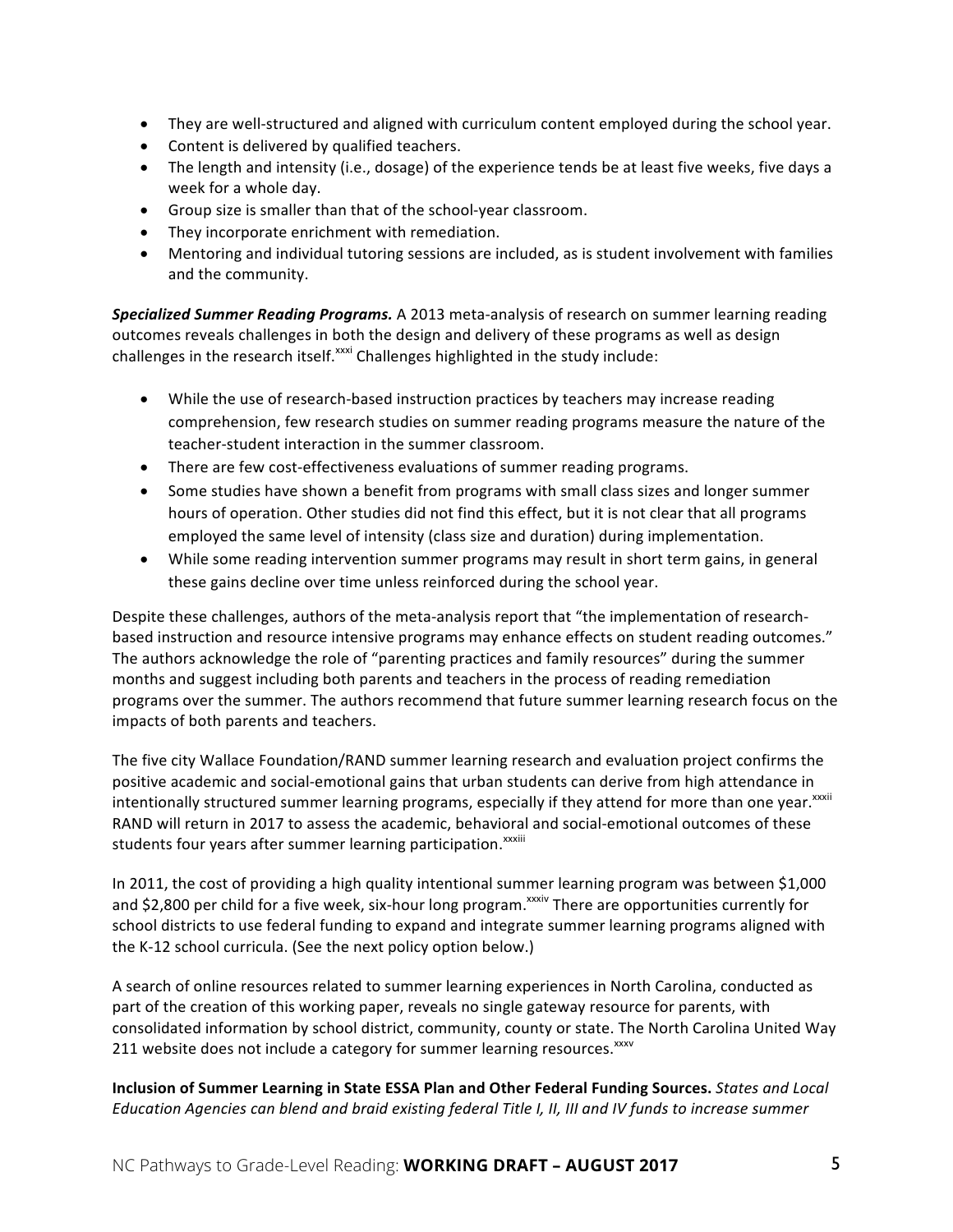- They are well-structured and aligned with curriculum content employed during the school year.
- Content is delivered by qualified teachers.
- The length and intensity (i.e., dosage) of the experience tends be at least five weeks, five days a week for a whole day.
- Group size is smaller than that of the school-year classroom.
- They incorporate enrichment with remediation.
- Mentoring and individual tutoring sessions are included, as is student involvement with families and the community.

***Specialized Summer Reading Programs.*** A 2013 meta-analysis of research on summer learning reading outcomes reveals challenges in both the design and delivery of these programs as well as design challenges in the research itself.[xxxi] Challenges highlighted in the study include:

- While the use of research-based instruction practices by teachers may increase reading comprehension, few research studies on summer reading programs measure the nature of the teacher-student interaction in the summer classroom.
- There are few cost-effectiveness evaluations of summer reading programs.
- Some studies have shown a benefit from programs with small class sizes and longer summer hours of operation. Other studies did not find this effect, but it is not clear that all programs employed the same level of intensity (class size and duration) during implementation.
- While some reading intervention summer programs may result in short term gains, in general these gains decline over time unless reinforced during the school year.

Despite these challenges, authors of the meta-analysis report that "the implementation of research-based instruction and resource intensive programs may enhance effects on student reading outcomes." The authors acknowledge the role of "parenting practices and family resources" during the summer months and suggest including both parents and teachers in the process of reading remediation programs over the summer. The authors recommend that future summer learning research focus on the impacts of both parents and teachers.

The five city Wallace Foundation/RAND summer learning research and evaluation project confirms the positive academic and social-emotional gains that urban students can derive from high attendance in intentionally structured summer learning programs, especially if they attend for more than one year.[xxxii] RAND will return in 2017 to assess the academic, behavioral and social-emotional outcomes of these students four years after summer learning participation.[xxxiii]

In 2011, the cost of providing a high quality intentional summer learning program was between $1,000 and $2,800 per child for a five week, six-hour long program.[xxxiv] There are opportunities currently for school districts to use federal funding to expand and integrate summer learning programs aligned with the K-12 school curricula. (See the next policy option below.)

A search of online resources related to summer learning experiences in North Carolina, conducted as part of the creation of this working paper, reveals no single gateway resource for parents, with consolidated information by school district, community, county or state. The North Carolina United Way 211 website does not include a category for summer learning resources.[xxxv]

**Inclusion of Summer Learning in State ESSA Plan and Other Federal Funding Sources.** *States and Local Education Agencies can blend and braid existing federal Title I, II, III and IV funds to increase summer*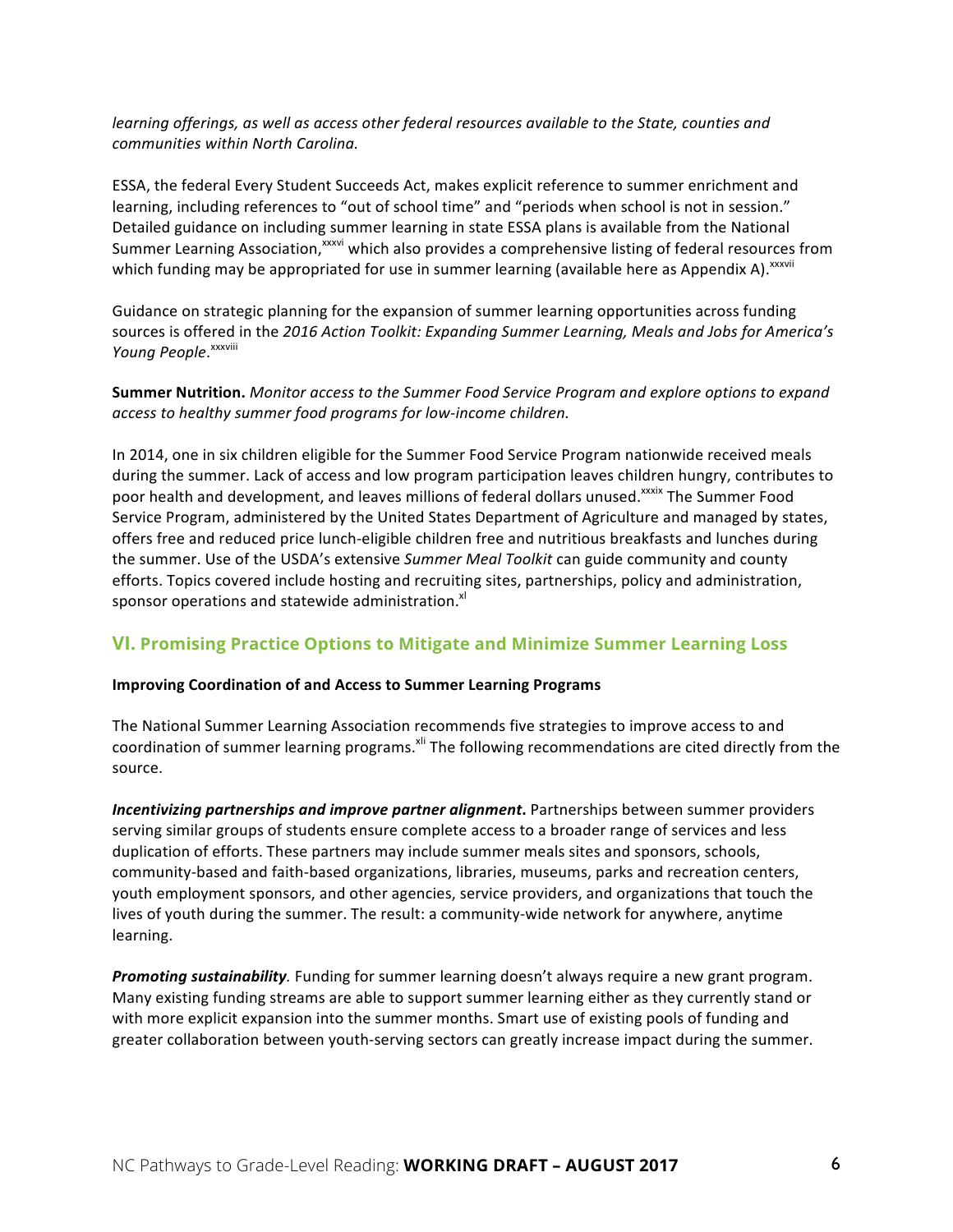*learning offerings, as well as access other federal resources available to the State, counties and communities within North Carolina.*

ESSA, the federal Every Student Succeeds Act, makes explicit reference to summer enrichment and learning, including references to "out of school time" and "periods when school is not in session." Detailed guidance on including summer learning in state ESSA plans is available from the National Summer Learning Association,[xxxvi] which also provides a comprehensive listing of federal resources from which funding may be appropriated for use in summer learning (available here as Appendix A).[xxxvii]

Guidance on strategic planning for the expansion of summer learning opportunities across funding sources is offered in the *2016 Action Toolkit: Expanding Summer Learning, Meals and Jobs for America's Young People*.[xxxviii]

**Summer Nutrition.** *Monitor access to the Summer Food Service Program and explore options to expand access to healthy summer food programs for low-income children.*

In 2014, one in six children eligible for the Summer Food Service Program nationwide received meals during the summer. Lack of access and low program participation leaves children hungry, contributes to poor health and development, and leaves millions of federal dollars unused.[xxxix] The Summer Food Service Program, administered by the United States Department of Agriculture and managed by states, offers free and reduced price lunch-eligible children free and nutritious breakfasts and lunches during the summer. Use of the USDA's extensive *Summer Meal Toolkit* can guide community and county efforts. Topics covered include hosting and recruiting sites, partnerships, policy and administration, sponsor operations and statewide administration.[xl]

## VI. Promising Practice Options to Mitigate and Minimize Summer Learning Loss

**Improving Coordination of and Access to Summer Learning Programs**

The National Summer Learning Association recommends five strategies to improve access to and coordination of summer learning programs.[xli] The following recommendations are cited directly from the source.

***Incentivizing partnerships and improve partner alignment*.** Partnerships between summer providers serving similar groups of students ensure complete access to a broader range of services and less duplication of efforts. These partners may include summer meals sites and sponsors, schools, community-based and faith-based organizations, libraries, museums, parks and recreation centers, youth employment sponsors, and other agencies, service providers, and organizations that touch the lives of youth during the summer. The result: a community-wide network for anywhere, anytime learning.

***Promoting sustainability*.** Funding for summer learning doesn't always require a new grant program. Many existing funding streams are able to support summer learning either as they currently stand or with more explicit expansion into the summer months. Smart use of existing pools of funding and greater collaboration between youth-serving sectors can greatly increase impact during the summer.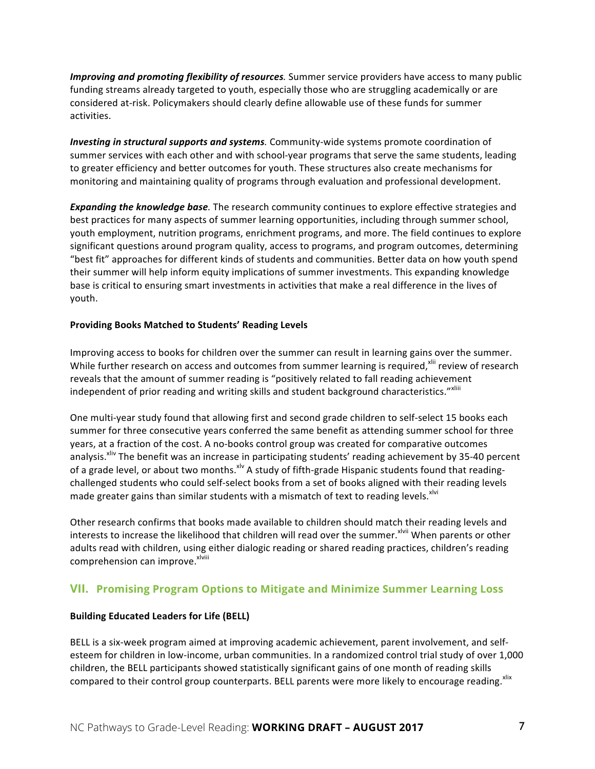***Improving and promoting flexibility of resources.*** Summer service providers have access to many public funding streams already targeted to youth, especially those who are struggling academically or are considered at-risk. Policymakers should clearly define allowable use of these funds for summer activities.

***Investing in structural supports and systems.*** Community-wide systems promote coordination of summer services with each other and with school-year programs that serve the same students, leading to greater efficiency and better outcomes for youth. These structures also create mechanisms for monitoring and maintaining quality of programs through evaluation and professional development.

***Expanding the knowledge base.*** The research community continues to explore effective strategies and best practices for many aspects of summer learning opportunities, including through summer school, youth employment, nutrition programs, enrichment programs, and more. The field continues to explore significant questions around program quality, access to programs, and program outcomes, determining "best fit" approaches for different kinds of students and communities. Better data on how youth spend their summer will help inform equity implications of summer investments. This expanding knowledge base is critical to ensuring smart investments in activities that make a real difference in the lives of youth.

**Providing Books Matched to Students' Reading Levels**

Improving access to books for children over the summer can result in learning gains over the summer. While further research on access and outcomes from summer learning is required,[xlii] review of research reveals that the amount of summer reading is "positively related to fall reading achievement independent of prior reading and writing skills and student background characteristics."[xliii]

One multi-year study found that allowing first and second grade children to self-select 15 books each summer for three consecutive years conferred the same benefit as attending summer school for three years, at a fraction of the cost. A no-books control group was created for comparative outcomes analysis.[xliv] The benefit was an increase in participating students' reading achievement by 35-40 percent of a grade level, or about two months.[xlv] A study of fifth-grade Hispanic students found that reading-challenged students who could self-select books from a set of books aligned with their reading levels made greater gains than similar students with a mismatch of text to reading levels.[xlvi]

Other research confirms that books made available to children should match their reading levels and interests to increase the likelihood that children will read over the summer.[xlvii] When parents or other adults read with children, using either dialogic reading or shared reading practices, children's reading comprehension can improve.[xlviii]

## VII. Promising Program Options to Mitigate and Minimize Summer Learning Loss

**Building Educated Leaders for Life (BELL)**

BELL is a six-week program aimed at improving academic achievement, parent involvement, and self-esteem for children in low-income, urban communities. In a randomized control trial study of over 1,000 children, the BELL participants showed statistically significant gains of one month of reading skills compared to their control group counterparts. BELL parents were more likely to encourage reading.[xlix]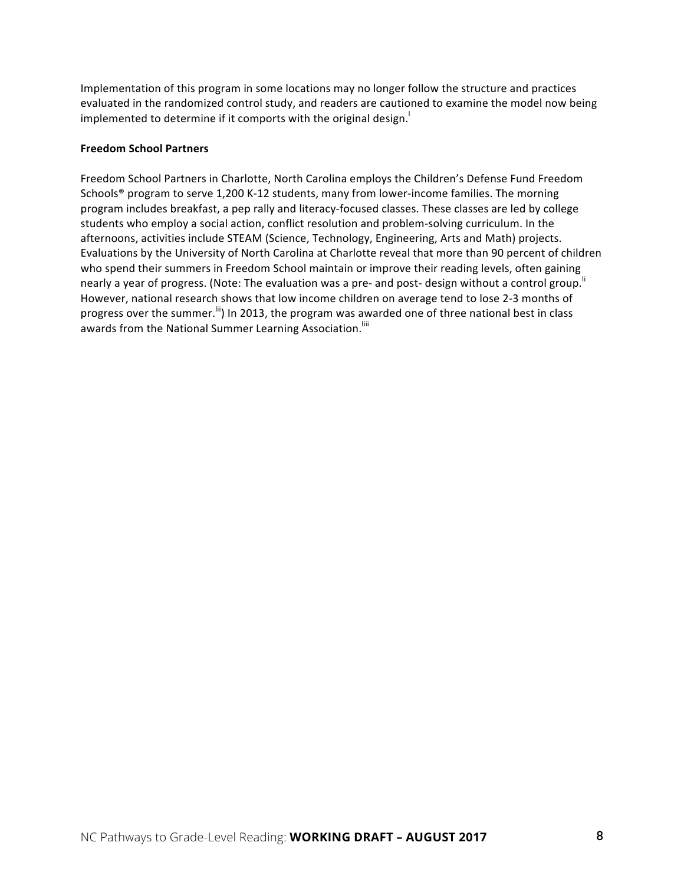Implementation of this program in some locations may no longer follow the structure and practices evaluated in the randomized control study, and readers are cautioned to examine the model now being implemented to determine if it comports with the original design.[l]

**Freedom School Partners**

Freedom School Partners in Charlotte, North Carolina employs the Children's Defense Fund Freedom Schools® program to serve 1,200 K-12 students, many from lower-income families. The morning program includes breakfast, a pep rally and literacy-focused classes. These classes are led by college students who employ a social action, conflict resolution and problem-solving curriculum. In the afternoons, activities include STEAM (Science, Technology, Engineering, Arts and Math) projects. Evaluations by the University of North Carolina at Charlotte reveal that more than 90 percent of children who spend their summers in Freedom School maintain or improve their reading levels, often gaining nearly a year of progress. (Note: The evaluation was a pre- and post- design without a control group.[li] However, national research shows that low income children on average tend to lose 2-3 months of progress over the summer.[lii]) In 2013, the program was awarded one of three national best in class awards from the National Summer Learning Association.[liii]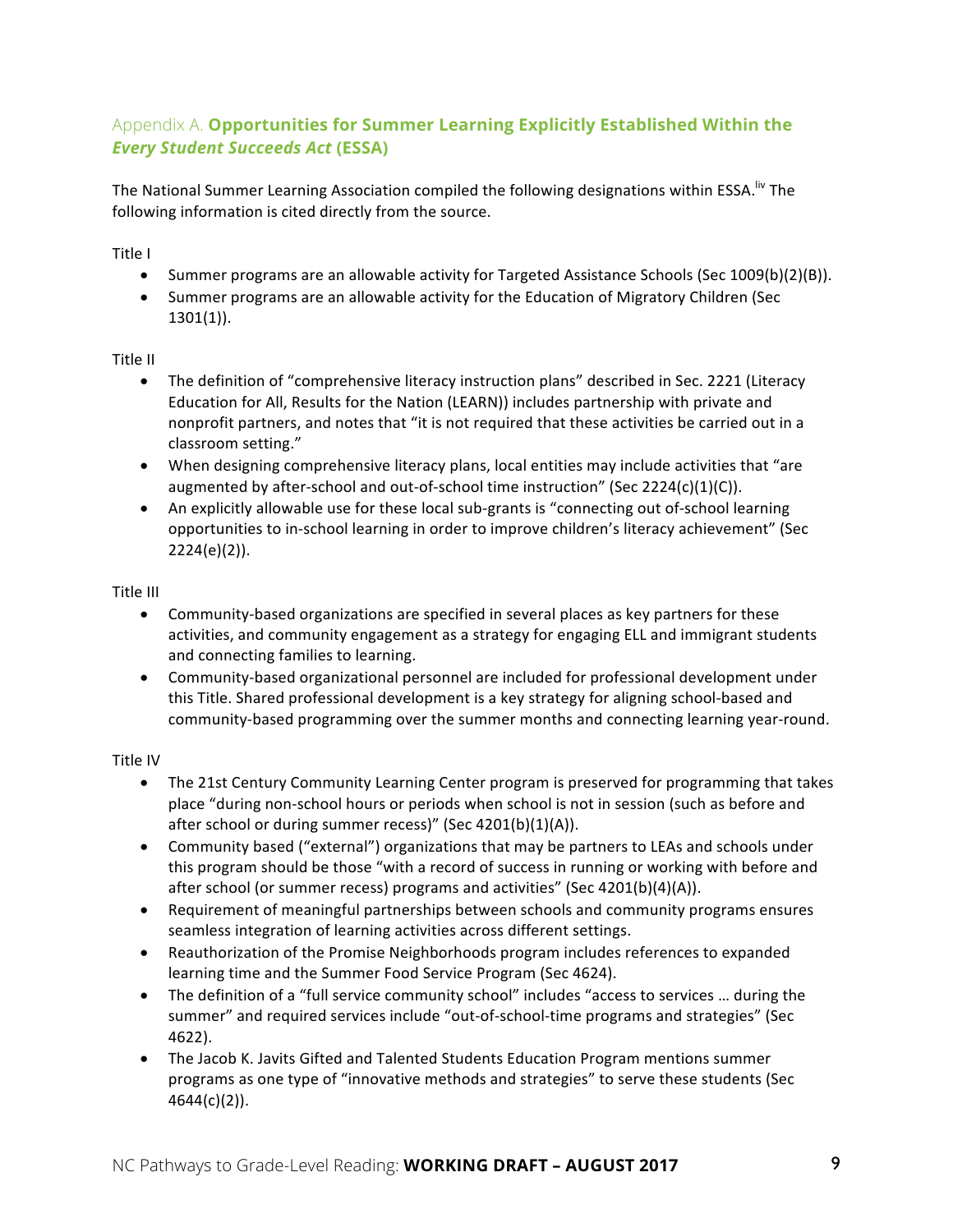## Appendix A. **Opportunities for Summer Learning Explicitly Established Within the *Every Student Succeeds Act* (ESSA)**

The National Summer Learning Association compiled the following designations within ESSA.[liv] The following information is cited directly from the source.

Title I

- Summer programs are an allowable activity for Targeted Assistance Schools (Sec 1009(b)(2)(B)).
- Summer programs are an allowable activity for the Education of Migratory Children (Sec 1301(1)).

Title II

- The definition of "comprehensive literacy instruction plans" described in Sec. 2221 (Literacy Education for All, Results for the Nation (LEARN)) includes partnership with private and nonprofit partners, and notes that "it is not required that these activities be carried out in a classroom setting."
- When designing comprehensive literacy plans, local entities may include activities that "are augmented by after-school and out-of-school time instruction" (Sec 2224(c)(1)(C)).
- An explicitly allowable use for these local sub-grants is "connecting out of-school learning opportunities to in-school learning in order to improve children's literacy achievement" (Sec 2224(e)(2)).

Title III

- Community-based organizations are specified in several places as key partners for these activities, and community engagement as a strategy for engaging ELL and immigrant students and connecting families to learning.
- Community-based organizational personnel are included for professional development under this Title. Shared professional development is a key strategy for aligning school-based and community-based programming over the summer months and connecting learning year-round.

Title IV

- The 21st Century Community Learning Center program is preserved for programming that takes place "during non-school hours or periods when school is not in session (such as before and after school or during summer recess)" (Sec 4201(b)(1)(A)).
- Community based ("external") organizations that may be partners to LEAs and schools under this program should be those "with a record of success in running or working with before and after school (or summer recess) programs and activities" (Sec 4201(b)(4)(A)).
- Requirement of meaningful partnerships between schools and community programs ensures seamless integration of learning activities across different settings.
- Reauthorization of the Promise Neighborhoods program includes references to expanded learning time and the Summer Food Service Program (Sec 4624).
- The definition of a "full service community school" includes "access to services … during the summer" and required services include "out-of-school-time programs and strategies" (Sec 4622).
- The Jacob K. Javits Gifted and Talented Students Education Program mentions summer programs as one type of "innovative methods and strategies" to serve these students (Sec 4644(c)(2)).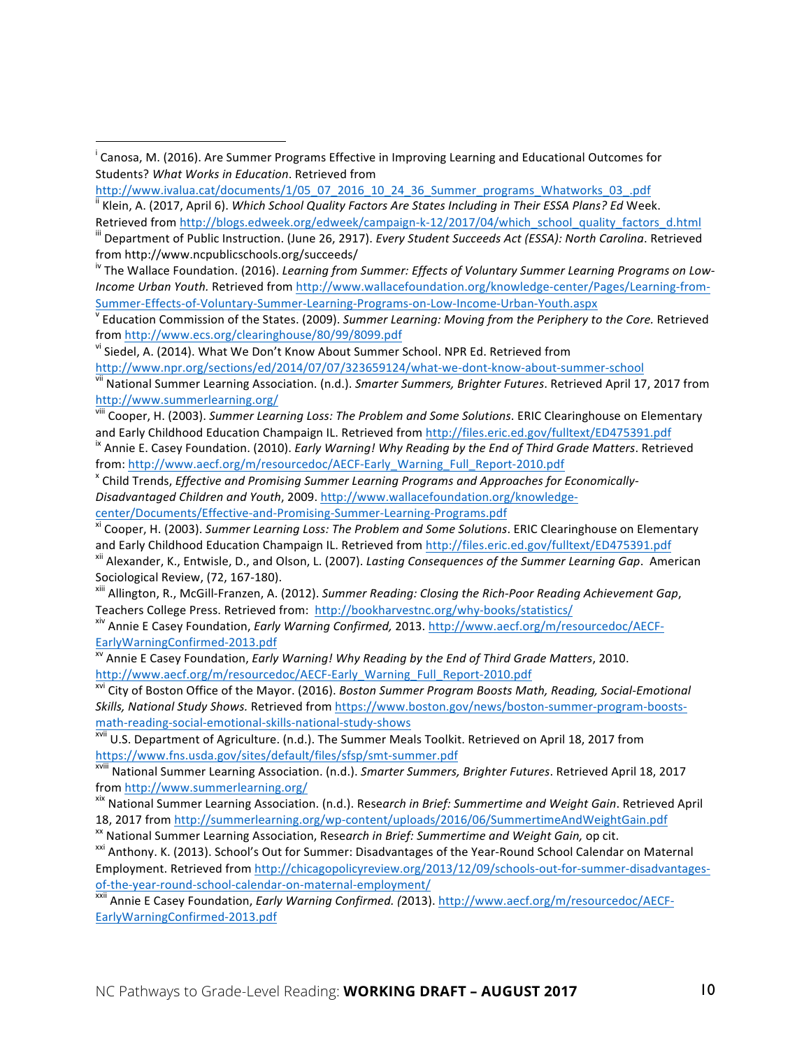[i] Canosa, M. (2016). Are Summer Programs Effective in Improving Learning and Educational Outcomes for Students? *What Works in Education*. Retrieved from http://www.ivalua.cat/documents/1/05_07_2016_10_24_36_Summer_programs_Whatworks_03_.pdf

[ii] Klein, A. (2017, April 6). *Which School Quality Factors Are States Including in Their ESSA Plans? Ed* Week. Retrieved from http://blogs.edweek.org/edweek/campaign-k-12/2017/04/which_school_quality_factors_d.html

[iii] Department of Public Instruction. (June 26, 2917). *Every Student Succeeds Act (ESSA): North Carolina*. Retrieved from http://www.ncpublicschools.org/succeeds/

[iv] The Wallace Foundation. (2016). *Learning from Summer: Effects of Voluntary Summer Learning Programs on Low-Income Urban Youth.* Retrieved from http://www.wallacefoundation.org/knowledge-center/Pages/Learning-from-Summer-Effects-of-Voluntary-Summer-Learning-Programs-on-Low-Income-Urban-Youth.aspx

[v] Education Commission of the States. (2009). *Summer Learning: Moving from the Periphery to the Core.* Retrieved from http://www.ecs.org/clearinghouse/80/99/8099.pdf

[vi] Siedel, A. (2014). What We Don't Know About Summer School. NPR Ed. Retrieved from http://www.npr.org/sections/ed/2014/07/07/323659124/what-we-dont-know-about-summer-school

[vii] National Summer Learning Association. (n.d.). *Smarter Summers, Brighter Futures*. Retrieved April 17, 2017 from http://www.summerlearning.org/

[viii] Cooper, H. (2003). *Summer Learning Loss: The Problem and Some Solutions*. ERIC Clearinghouse on Elementary and Early Childhood Education Champaign IL. Retrieved from http://files.eric.ed.gov/fulltext/ED475391.pdf

[ix] Annie E. Casey Foundation. (2010). *Early Warning! Why Reading by the End of Third Grade Matters*. Retrieved from: http://www.aecf.org/m/resourcedoc/AECF-Early_Warning_Full_Report-2010.pdf

[x] Child Trends, *Effective and Promising Summer Learning Programs and Approaches for Economically-Disadvantaged Children and Youth*, 2009. http://www.wallacefoundation.org/knowledge-center/Documents/Effective-and-Promising-Summer-Learning-Programs.pdf

[xi] Cooper, H. (2003). *Summer Learning Loss: The Problem and Some Solutions*. ERIC Clearinghouse on Elementary and Early Childhood Education Champaign IL. Retrieved from http://files.eric.ed.gov/fulltext/ED475391.pdf

[xii] Alexander, K., Entwisle, D., and Olson, L. (2007). *Lasting Consequences of the Summer Learning Gap*. American Sociological Review, (72, 167-180).

[xiii] Allington, R., McGill-Franzen, A. (2012). *Summer Reading: Closing the Rich-Poor Reading Achievement Gap*, Teachers College Press. Retrieved from: http://bookharvestnc.org/why-books/statistics/

[xiv] Annie E Casey Foundation, *Early Warning Confirmed,* 2013. http://www.aecf.org/m/resourcedoc/AECF-EarlyWarningConfirmed-2013.pdf

[xv] Annie E Casey Foundation, *Early Warning! Why Reading by the End of Third Grade Matters*, 2010. http://www.aecf.org/m/resourcedoc/AECF-Early_Warning_Full_Report-2010.pdf

[xvi] City of Boston Office of the Mayor. (2016). *Boston Summer Program Boosts Math, Reading, Social-Emotional Skills, National Study Shows.* Retrieved from https://www.boston.gov/news/boston-summer-program-boosts-math-reading-social-emotional-skills-national-study-shows

[xvii] U.S. Department of Agriculture. (n.d.). The Summer Meals Toolkit. Retrieved on April 18, 2017 from https://www.fns.usda.gov/sites/default/files/sfsp/smt-summer.pdf

[xviii] National Summer Learning Association. (n.d.). *Smarter Summers, Brighter Futures*. Retrieved April 18, 2017 from http://www.summerlearning.org/

[xix] National Summer Learning Association. (n.d.). Res*earch in Brief: Summertime and Weight Gain*. Retrieved April 18, 2017 from http://summerlearning.org/wp-content/uploads/2016/06/SummertimeAndWeightGain.pdf

[xx] National Summer Learning Association, Res*earch in Brief: Summertime and Weight Gain,* op cit.

[xxi] Anthony. K. (2013). School's Out for Summer: Disadvantages of the Year-Round School Calendar on Maternal Employment. Retrieved from http://chicagopolicyreview.org/2013/12/09/schools-out-for-summer-disadvantages-of-the-year-round-school-calendar-on-maternal-employment/

[xxii] Annie E Casey Foundation, *Early Warning Confirmed. (*2013). http://www.aecf.org/m/resourcedoc/AECF-EarlyWarningConfirmed-2013.pdf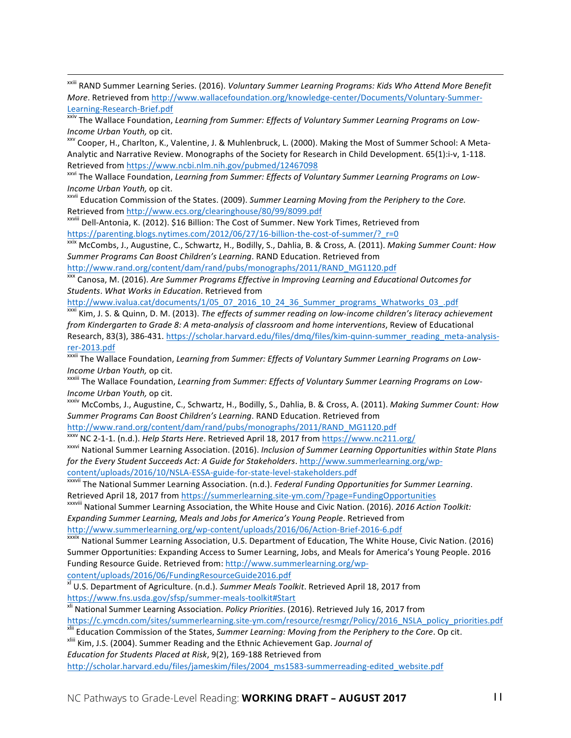[xxiii] RAND Summer Learning Series. (2016). *Voluntary Summer Learning Programs: Kids Who Attend More Benefit More*. Retrieved from http://www.wallacefoundation.org/knowledge-center/Documents/Voluntary-Summer-Learning-Research-Brief.pdf

[xxiv] The Wallace Foundation, *Learning from Summer: Effects of Voluntary Summer Learning Programs on Low-Income Urban Youth,* op cit.

[xxv] Cooper, H., Charlton, K., Valentine, J. & Muhlenbruck, L. (2000). Making the Most of Summer School: A Meta-Analytic and Narrative Review. Monographs of the Society for Research in Child Development. 65(1):i-v, 1-118. Retrieved from https://www.ncbi.nlm.nih.gov/pubmed/12467098

[xxvi] The Wallace Foundation, *Learning from Summer: Effects of Voluntary Summer Learning Programs on Low-Income Urban Youth,* op cit.

[xxvii] Education Commission of the States. (2009). *Summer Learning Moving from the Periphery to the Core.* Retrieved from http://www.ecs.org/clearinghouse/80/99/8099.pdf

[xxviii] Dell-Antonia, K. (2012). $16 Billion: The Cost of Summer. New York Times, Retrieved from https://parenting.blogs.nytimes.com/2012/06/27/16-billion-the-cost-of-summer/?_r=0

[xxix] McCombs, J., Augustine, C., Schwartz, H., Bodilly, S., Dahlia, B. & Cross, A. (2011). *Making Summer Count: How Summer Programs Can Boost Children's Learning*. RAND Education. Retrieved from http://www.rand.org/content/dam/rand/pubs/monographs/2011/RAND_MG1120.pdf

[xxx] Canosa, M. (2016). *Are Summer Programs Effective in Improving Learning and Educational Outcomes for Students*. *What Works in Education*. Retrieved from http://www.ivalua.cat/documents/1/05_07_2016_10_24_36_Summer_programs_Whatworks_03_.pdf

[xxxi] Kim, J. S. & Quinn, D. M. (2013). *The effects of summer reading on low-income children's literacy achievement from Kindergarten to Grade 8: A meta-analysis of classroom and home interventions*, Review of Educational Research, 83(3), 386-431. https://scholar.harvard.edu/files/dmq/files/kim-quinn-summer_reading_meta-analysis-rer-2013.pdf

[xxxii] The Wallace Foundation, *Learning from Summer: Effects of Voluntary Summer Learning Programs on Low-Income Urban Youth,* op cit.

[xxxiii] The Wallace Foundation, *Learning from Summer: Effects of Voluntary Summer Learning Programs on Low-Income Urban Youth,* op cit.

[xxxiv] McCombs, J., Augustine, C., Schwartz, H., Bodilly, S., Dahlia, B. & Cross, A. (2011). *Making Summer Count: How Summer Programs Can Boost Children's Learning*. RAND Education. Retrieved from http://www.rand.org/content/dam/rand/pubs/monographs/2011/RAND_MG1120.pdf

[xxxv] NC 2-1-1. (n.d.). *Help Starts Here*. Retrieved April 18, 2017 from https://www.nc211.org/

[xxxvi] National Summer Learning Association. (2016). *Inclusion of Summer Learning Opportunities within State Plans for the Every Student Succeeds Act: A Guide for Stakeholders*. http://www.summerlearning.org/wp-content/uploads/2016/10/NSLA-ESSA-guide-for-state-level-stakeholders.pdf

[xxxvii] The National Summer Learning Association. (n.d.). *Federal Funding Opportunities for Summer Learning*. Retrieved April 18, 2017 from https://summerlearning.site-ym.com/?page=FundingOpportunities

[xxxviii] National Summer Learning Association, the White House and Civic Nation. (2016). *2016 Action Toolkit: Expanding Summer Learning, Meals and Jobs for America's Young People*. Retrieved from http://www.summerlearning.org/wp-content/uploads/2016/06/Action-Brief-2016-6.pdf

[xxxix] National Summer Learning Association, U.S. Department of Education, The White House, Civic Nation. (2016) Summer Opportunities: Expanding Access to Sumer Learning, Jobs, and Meals for America's Young People. 2016 Funding Resource Guide. Retrieved from: http://www.summerlearning.org/wp-content/uploads/2016/06/FundingResourceGuide2016.pdf

[xl] U.S. Department of Agriculture. (n.d.). *Summer Meals Toolkit*. Retrieved April 18, 2017 from https://www.fns.usda.gov/sfsp/summer-meals-toolkit#Start

[xli] National Summer Learning Association. *Policy Priorities*. (2016). Retrieved July 16, 2017 from https://c.ymcdn.com/sites/summerlearning.site-ym.com/resource/resmgr/Policy/2016_NSLA_policy_priorities.pdf

[xlii] Education Commission of the States, *Summer Learning: Moving from the Periphery to the Core*. Op cit.

[xliii] Kim, J.S. (2004). Summer Reading and the Ethnic Achievement Gap. *Journal of Education for Students Placed at Risk*, 9(2), 169-188 Retrieved from http://scholar.harvard.edu/files/jameskim/files/2004_ms1583-summerreading-edited_website.pdf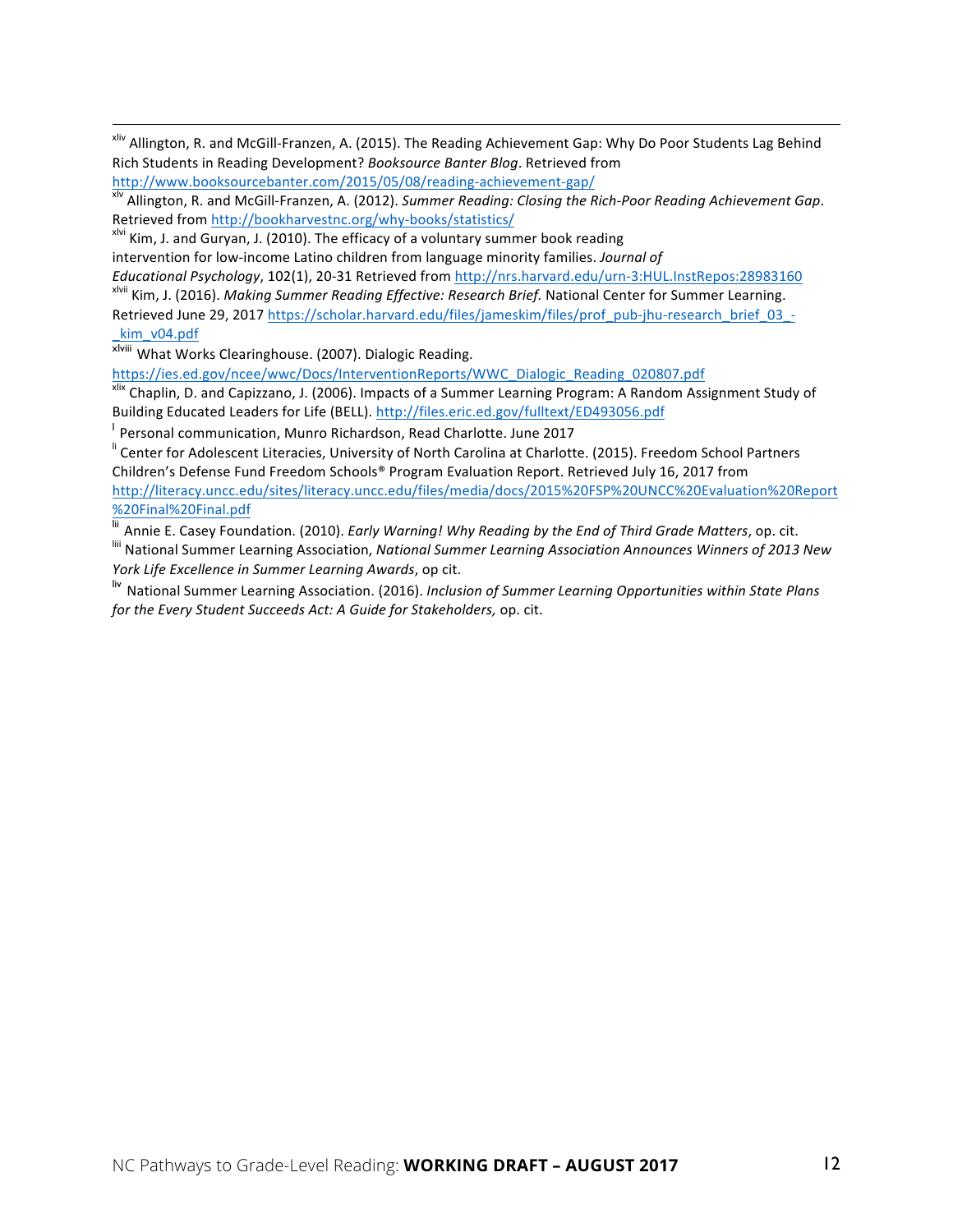[xliv] Allington, R. and McGill-Franzen, A. (2015). The Reading Achievement Gap: Why Do Poor Students Lag Behind Rich Students in Reading Development? *Booksource Banter Blog*. Retrieved from http://www.booksourcebanter.com/2015/05/08/reading-achievement-gap/

[xlv] Allington, R. and McGill-Franzen, A. (2012). *Summer Reading: Closing the Rich-Poor Reading Achievement Gap*. Retrieved from http://bookharvestnc.org/why-books/statistics/

[xlvi] Kim, J. and Guryan, J. (2010). The efficacy of a voluntary summer book reading intervention for low-income Latino children from language minority families. *Journal of Educational Psychology*, 102(1), 20-31 Retrieved from http://nrs.harvard.edu/urn-3:HUL.InstRepos:28983160

[xlvii] Kim, J. (2016). *Making Summer Reading Effective: Research Brief.* National Center for Summer Learning. Retrieved June 29, 2017 https://scholar.harvard.edu/files/jameskim/files/prof_pub-jhu-research_brief_03_-_kim_v04.pdf

[xlviii] What Works Clearinghouse. (2007). Dialogic Reading. https://ies.ed.gov/ncee/wwc/Docs/InterventionReports/WWC_Dialogic_Reading_020807.pdf

[xlix] Chaplin, D. and Capizzano, J. (2006). Impacts of a Summer Learning Program: A Random Assignment Study of Building Educated Leaders for Life (BELL). http://files.eric.ed.gov/fulltext/ED493056.pdf

[l] Personal communication, Munro Richardson, Read Charlotte. June 2017

[li] Center for Adolescent Literacies, University of North Carolina at Charlotte. (2015). Freedom School Partners Children's Defense Fund Freedom Schools® Program Evaluation Report. Retrieved July 16, 2017 from http://literacy.uncc.edu/sites/literacy.uncc.edu/files/media/docs/2015%20FSP%20UNCC%20Evaluation%20Report%20Final%20Final.pdf

[lii] Annie E. Casey Foundation. (2010). *Early Warning! Why Reading by the End of Third Grade Matters*, op. cit.

[liii] National Summer Learning Association, *National Summer Learning Association Announces Winners of 2013 New York Life Excellence in Summer Learning Awards*, op cit.

[liv] National Summer Learning Association. (2016). *Inclusion of Summer Learning Opportunities within State Plans for the Every Student Succeeds Act: A Guide for Stakeholders,* op. cit.